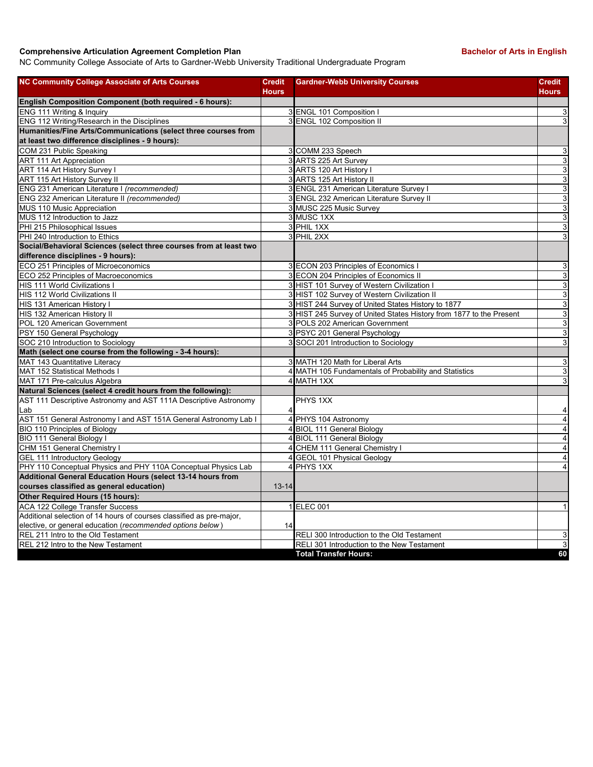**Comprehensive Articulation Agreement Completion Plan** **Bachelor of Arts in English**

NC Community College Associate of Arts to Gardner-Webb University Traditional Undergraduate Program

| NC Community College Associate of Arts Courses | Credit Hours | Gardner-Webb University Courses | Credit Hours |
|---|---|---|---|
| **English Composition Component (both required - 6 hours):** | | | |
| ENG 111 Writing & Inquiry | 3 | ENGL 101 Composition I | 3 |
| ENG 112 Writing/Research in the Disciplines | 3 | ENGL 102 Composition II | 3 |
| **Humanities/Fine Arts/Communications (select three courses from at least two difference disciplines - 9 hours):** | | | |
| COM 231 Public Speaking | 3 | COMM 233 Speech | 3 |
| ART 111 Art Appreciation | 3 | ARTS 225 Art Survey | 3 |
| ART 114 Art History Survey I | 3 | ARTS 120 Art History I | 3 |
| ART 115 Art History Survey II | 3 | ARTS 125 Art History II | 3 |
| ENG 231 American Literature I *(recommended)* | 3 | ENGL 231 American Literature Survey I | 3 |
| ENG 232 American Literature II *(recommended)* | 3 | ENGL 232 American Literature Survey II | 3 |
| MUS 110 Music Appreciation | 3 | MUSC 225 Music Survey | 3 |
| MUS 112 Introduction to Jazz | 3 | MUSC 1XX | 3 |
| PHI 215 Philosophical Issues | 3 | PHIL 1XX | 3 |
| PHI 240 Introduction to Ethics | 3 | PHIL 2XX | 3 |
| **Social/Behavioral Sciences (select three courses from at least two difference disciplines - 9 hours):** | | | |
| ECO 251 Principles of Microeconomics | 3 | ECON 203 Principles of Economics I | 3 |
| ECO 252 Principles of Macroeconomics | 3 | ECON 204 Principles of Economics II | 3 |
| HIS 111 World Civilizations I | 3 | HIST 101 Survey of Western Civilization I | 3 |
| HIS 112 World Civilizations II | 3 | HIST 102 Survey of Western Civilization II | 3 |
| HIS 131 American History I | 3 | HIST 244 Survey of United States History to 1877 | 3 |
| HIS 132 American History II | 3 | HIST 245 Survey of United States History from 1877 to the Present | 3 |
| POL 120 American Government | 3 | POLS 202 American Government | 3 |
| PSY 150 General Psychology | 3 | PSYC 201 General Psychology | 3 |
| SOC 210 Introduction to Sociology | 3 | SOCI 201 Introduction to Sociology | 3 |
| **Math (select one course from the following - 3-4 hours):** | | | |
| MAT 143 Quantitative Literacy | 3 | MATH 120 Math for Liberal Arts | 3 |
| MAT 152 Statistical Methods I | 4 | MATH 105 Fundamentals of Probability and Statistics | 3 |
| MAT 171 Pre-calculus Algebra | 4 | MATH 1XX | 3 |
| **Natural Sciences (select 4 credit hours from the following):** | | | |
| AST 111 Descriptive Astronomy and AST 111A Descriptive Astronomy Lab | 4 | PHYS 1XX | 4 |
| AST 151 General Astronomy I and AST 151A General Astronomy Lab I | 4 | PHYS 104 Astronomy | 4 |
| BIO 110 Principles of Biology | 4 | BIOL 111 General Biology | 4 |
| BIO 111 General Biology I | 4 | BIOL 111 General Biology | 4 |
| CHM 151 General Chemistry I | 4 | CHEM 111 General Chemistry I | 4 |
| GEL 111 Introductory Geology | 4 | GEOL 101 Physical Geology | 4 |
| PHY 110 Conceptual Physics and PHY 110A Conceptual Physics Lab | 4 | PHYS 1XX | 4 |
| **Additional General Education Hours (select 13-14 hours from courses classified as general education)** | 13-14 | | |
| **Other Required Hours (15 hours):** | | | |
| ACA 122 College Transfer Success | 1 | ELEC 001 | 1 |
| Additional selection of 14 hours of courses classified as pre-major, elective, or general education (*recommended options below*) | 14 | | |
| REL 211 Intro to the Old Testament | | RELI 300 Introduction to the Old Testament | 3 |
| REL 212 Intro to the New Testament | | RELI 301 Introduction to the New Testament | 3 |
| | | **Total Transfer Hours:** | **60** |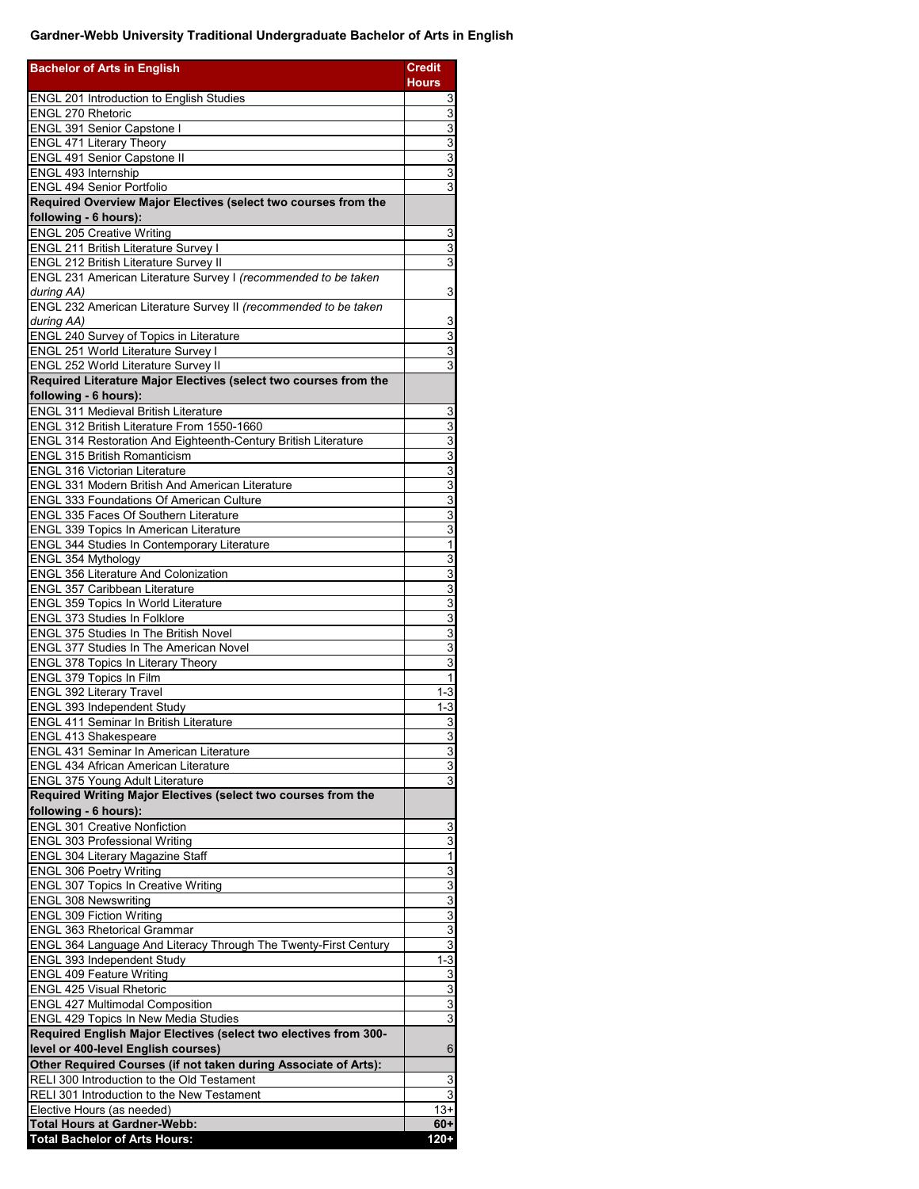## Gardner-Webb University Traditional Undergraduate Bachelor of Arts in English

| Bachelor of Arts in English | Credit Hours |
|---|---|
| ENGL 201 Introduction to English Studies | 3 |
| ENGL 270 Rhetoric | 3 |
| ENGL 391 Senior Capstone I | 3 |
| ENGL 471 Literary Theory | 3 |
| ENGL 491 Senior Capstone II | 3 |
| ENGL 493 Internship | 3 |
| ENGL 494 Senior Portfolio | 3 |
| **Required Overview Major Electives (select two courses from the following - 6 hours):** | |
| ENGL 205 Creative Writing | 3 |
| ENGL 211 British Literature Survey I | 3 |
| ENGL 212 British Literature Survey II | 3 |
| ENGL 231 American Literature Survey I *(recommended to be taken during AA)* | 3 |
| ENGL 232 American Literature Survey II *(recommended to be taken during AA)* | 3 |
| ENGL 240 Survey of Topics in Literature | 3 |
| ENGL 251 World Literature Survey I | 3 |
| ENGL 252 World Literature Survey II | 3 |
| **Required Literature Major Electives (select two courses from the following - 6 hours):** | |
| ENGL 311 Medieval British Literature | 3 |
| ENGL 312 British Literature From 1550-1660 | 3 |
| ENGL 314 Restoration And Eighteenth-Century British Literature | 3 |
| ENGL 315 British Romanticism | 3 |
| ENGL 316 Victorian Literature | 3 |
| ENGL 331 Modern British And American Literature | 3 |
| ENGL 333 Foundations Of American Culture | 3 |
| ENGL 335 Faces Of Southern Literature | 3 |
| ENGL 339 Topics In American Literature | 3 |
| ENGL 344 Studies In Contemporary Literature | 1 |
| ENGL 354 Mythology | 3 |
| ENGL 356 Literature And Colonization | 3 |
| ENGL 357 Caribbean Literature | 3 |
| ENGL 359 Topics In World Literature | 3 |
| ENGL 373 Studies In Folklore | 3 |
| ENGL 375 Studies In The British Novel | 3 |
| ENGL 377 Studies In The American Novel | 3 |
| ENGL 378 Topics In Literary Theory | 3 |
| ENGL 379 Topics In Film | 1 |
| ENGL 392 Literary Travel | 1-3 |
| ENGL 393 Independent Study | 1-3 |
| ENGL 411 Seminar In British Literature | 3 |
| ENGL 413 Shakespeare | 3 |
| ENGL 431 Seminar In American Literature | 3 |
| ENGL 434 African American Literature | 3 |
| ENGL 375 Young Adult Literature | 3 |
| **Required Writing Major Electives (select two courses from the following - 6 hours):** | |
| ENGL 301 Creative Nonfiction | 3 |
| ENGL 303 Professional Writing | 3 |
| ENGL 304 Literary Magazine Staff | 1 |
| ENGL 306 Poetry Writing | 3 |
| ENGL 307 Topics In Creative Writing | 3 |
| ENGL 308 Newswriting | 3 |
| ENGL 309 Fiction Writing | 3 |
| ENGL 363 Rhetorical Grammar | 3 |
| ENGL 364 Language And Literacy Through The Twenty-First Century | 3 |
| ENGL 393 Independent Study | 1-3 |
| ENGL 409 Feature Writing | 3 |
| ENGL 425 Visual Rhetoric | 3 |
| ENGL 427 Multimodal Composition | 3 |
| ENGL 429 Topics In New Media Studies | 3 |
| **Required English Major Electives (select two electives from 300-level or 400-level English courses)** | 6 |
| **Other Required Courses (if not taken during Associate of Arts):** | |
| RELI 300 Introduction to the Old Testament | 3 |
| RELI 301 Introduction to the New Testament | 3 |
| Elective Hours (as needed) | 13+ |
| **Total Hours at Gardner-Webb:** | **60+** |
| **Total Bachelor of Arts Hours:** | **120+** |